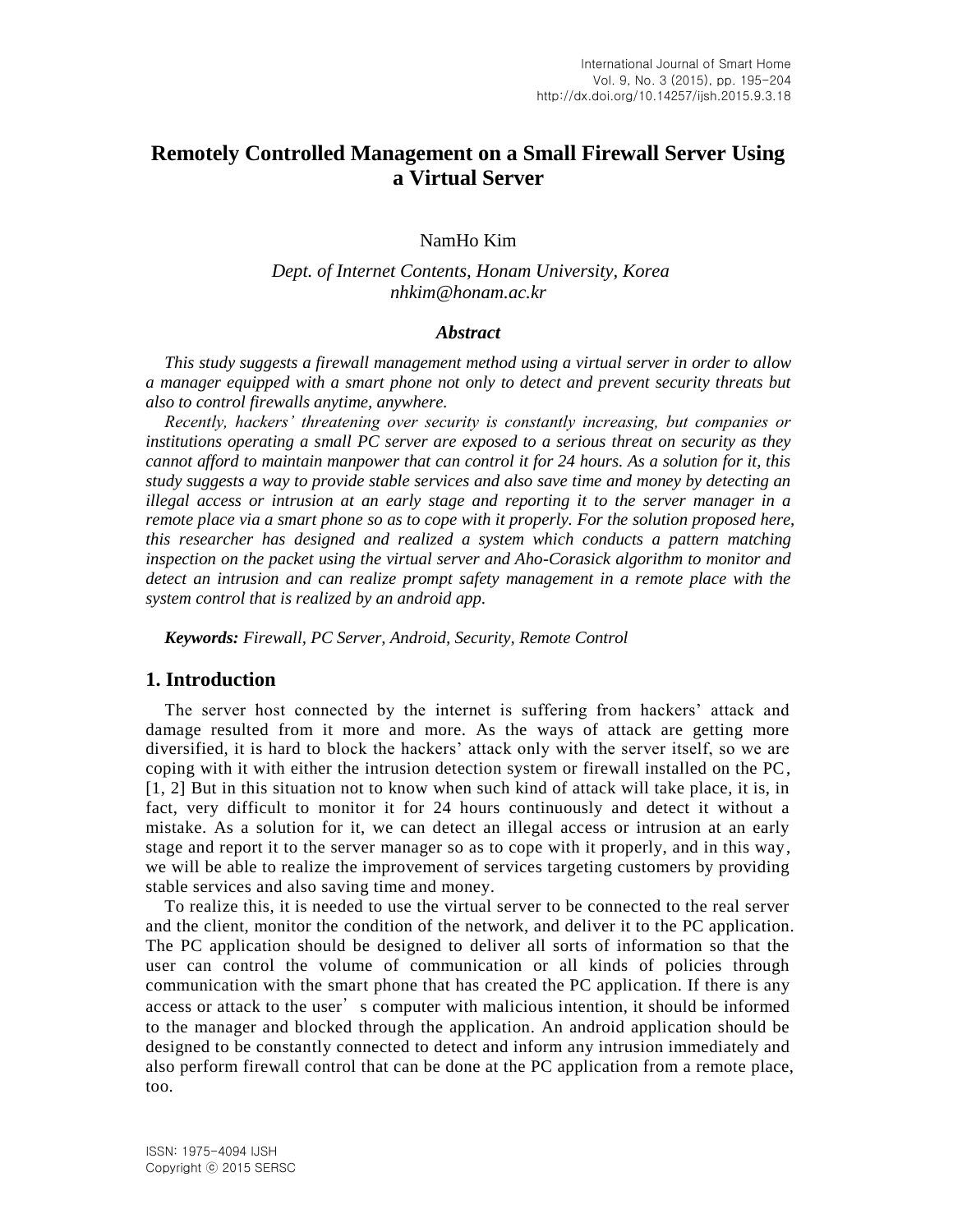# Remotely Controlled Management on a Small Firewall Server Using a Virtual Server

NamHo Kim

*Dept. of Internet Contents, Honam University, Korea*
*nhkim@honam.ac.kr*

***Abstract***

*This study suggests a firewall management method using a virtual server in order to allow a manager equipped with a smart phone not only to detect and prevent security threats but also to control firewalls anytime, anywhere.*

*Recently, hackers' threatening over security is constantly increasing, but companies or institutions operating a small PC server are exposed to a serious threat on security as they cannot afford to maintain manpower that can control it for 24 hours. As a solution for it, this study suggests a way to provide stable services and also save time and money by detecting an illegal access or intrusion at an early stage and reporting it to the server manager in a remote place via a smart phone so as to cope with it properly. For the solution proposed here, this researcher has designed and realized a system which conducts a pattern matching inspection on the packet using the virtual server and Aho-Corasick algorithm to monitor and detect an intrusion and can realize prompt safety management in a remote place with the system control that is realized by an android app.*

***Keywords:*** *Firewall, PC Server, Android, Security, Remote Control*

## 1. Introduction

The server host connected by the internet is suffering from hackers' attack and damage resulted from it more and more. As the ways of attack are getting more diversified, it is hard to block the hackers' attack only with the server itself, so we are coping with it with either the intrusion detection system or firewall installed on the PC, [1, 2] But in this situation not to know when such kind of attack will take place, it is, in fact, very difficult to monitor it for 24 hours continuously and detect it without a mistake. As a solution for it, we can detect an illegal access or intrusion at an early stage and report it to the server manager so as to cope with it properly, and in this way, we will be able to realize the improvement of services targeting customers by providing stable services and also saving time and money.

To realize this, it is needed to use the virtual server to be connected to the real server and the client, monitor the condition of the network, and deliver it to the PC application. The PC application should be designed to deliver all sorts of information so that the user can control the volume of communication or all kinds of policies through communication with the smart phone that has created the PC application. If there is any access or attack to the user's computer with malicious intention, it should be informed to the manager and blocked through the application. An android application should be designed to be constantly connected to detect and inform any intrusion immediately and also perform firewall control that can be done at the PC application from a remote place, too.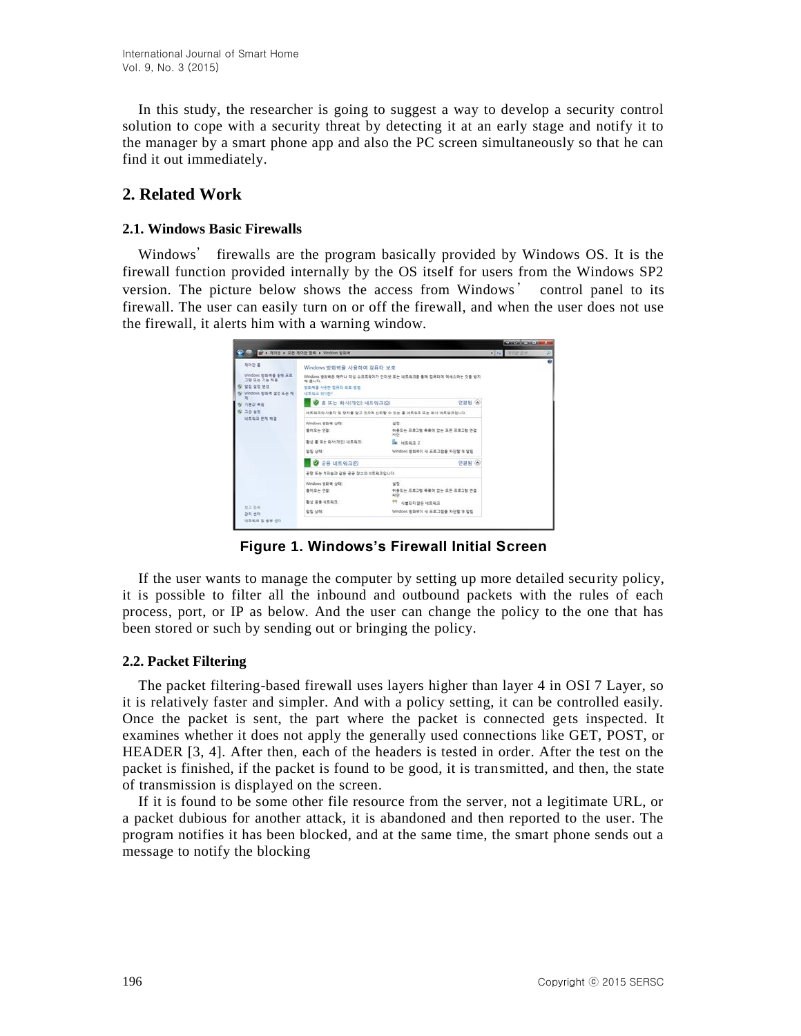In this study, the researcher is going to suggest a way to develop a security control solution to cope with a security threat by detecting it at an early stage and notify it to the manager by a smart phone app and also the PC screen simultaneously so that he can find it out immediately.

## 2. Related Work

### 2.1. Windows Basic Firewalls

Windows' firewalls are the program basically provided by Windows OS. It is the firewall function provided internally by the OS itself for users from the Windows SP2 version. The picture below shows the access from Windows' control panel to its firewall. The user can easily turn on or off the firewall, and when the user does not use the firewall, it alerts him with a warning window.

**Figure 1. Windows's Firewall Initial Screen**

If the user wants to manage the computer by setting up more detailed security policy, it is possible to filter all the inbound and outbound packets with the rules of each process, port, or IP as below. And the user can change the policy to the one that has been stored or such by sending out or bringing the policy.

### 2.2. Packet Filtering

The packet filtering-based firewall uses layers higher than layer 4 in OSI 7 Layer, so it is relatively faster and simpler. And with a policy setting, it can be controlled easily. Once the packet is sent, the part where the packet is connected gets inspected. It examines whether it does not apply the generally used connections like GET, POST, or HEADER [3, 4]. After then, each of the headers is tested in order. After the test on the packet is finished, if the packet is found to be good, it is transmitted, and then, the state of transmission is displayed on the screen.

If it is found to be some other file resource from the server, not a legitimate URL, or a packet dubious for another attack, it is abandoned and then reported to the user. The program notifies it has been blocked, and at the same time, the smart phone sends out a message to notify the blocking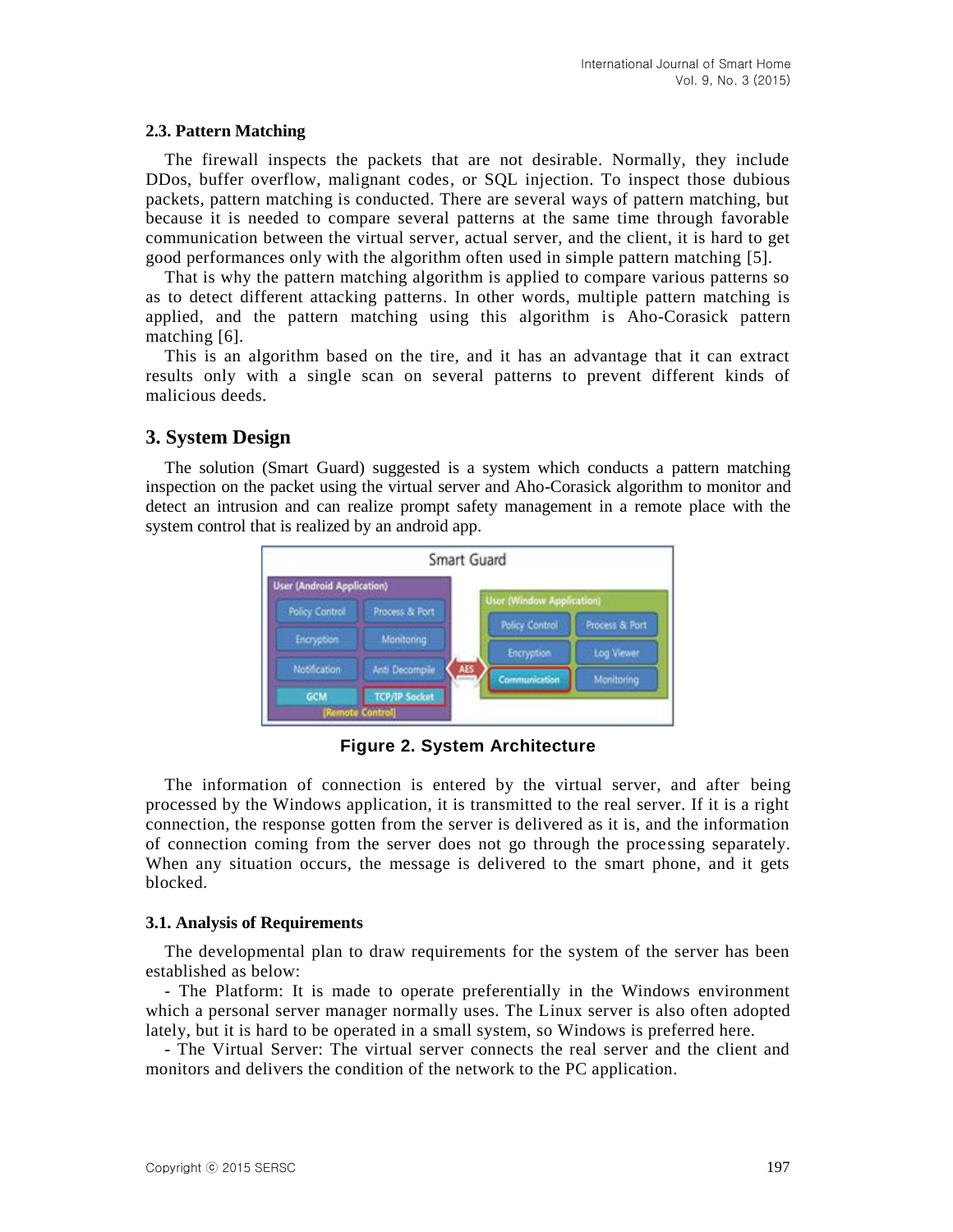### 2.3. Pattern Matching

The firewall inspects the packets that are not desirable. Normally, they include DDos, buffer overflow, malignant codes, or SQL injection. To inspect those dubious packets, pattern matching is conducted. There are several ways of pattern matching, but because it is needed to compare several patterns at the same time through favorable communication between the virtual server, actual server, and the client, it is hard to get good performances only with the algorithm often used in simple pattern matching [5].

That is why the pattern matching algorithm is applied to compare various patterns so as to detect different attacking patterns. In other words, multiple pattern matching is applied, and the pattern matching using this algorithm is Aho-Corasick pattern matching [6].

This is an algorithm based on the tire, and it has an advantage that it can extract results only with a single scan on several patterns to prevent different kinds of malicious deeds.

## 3. System Design

The solution (Smart Guard) suggested is a system which conducts a pattern matching inspection on the packet using the virtual server and Aho-Corasick algorithm to monitor and detect an intrusion and can realize prompt safety management in a remote place with the system control that is realized by an android app.

**Figure 2. System Architecture**

The information of connection is entered by the virtual server, and after being processed by the Windows application, it is transmitted to the real server. If it is a right connection, the response gotten from the server is delivered as it is, and the information of connection coming from the server does not go through the processing separately. When any situation occurs, the message is delivered to the smart phone, and it gets blocked.

### 3.1. Analysis of Requirements

The developmental plan to draw requirements for the system of the server has been established as below:

- The Platform: It is made to operate preferentially in the Windows environment which a personal server manager normally uses. The Linux server is also often adopted lately, but it is hard to be operated in a small system, so Windows is preferred here.

- The Virtual Server: The virtual server connects the real server and the client and monitors and delivers the condition of the network to the PC application.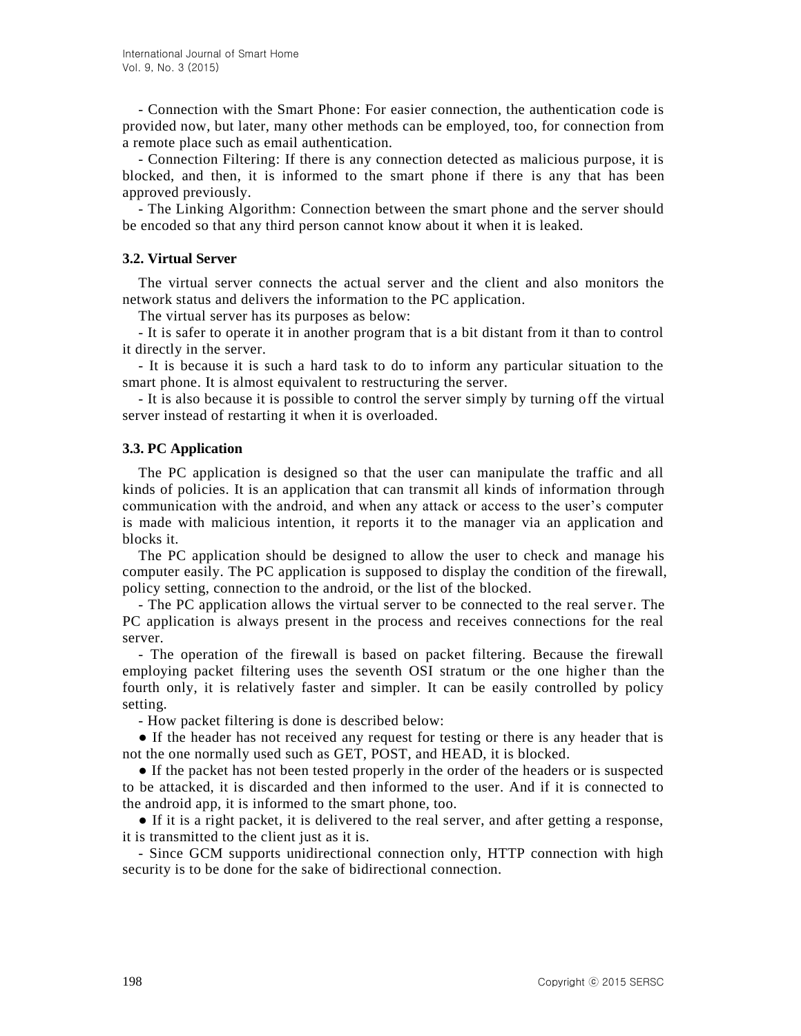- Connection with the Smart Phone: For easier connection, the authentication code is provided now, but later, many other methods can be employed, too, for connection from a remote place such as email authentication.

- Connection Filtering: If there is any connection detected as malicious purpose, it is blocked, and then, it is informed to the smart phone if there is any that has been approved previously.

- The Linking Algorithm: Connection between the smart phone and the server should be encoded so that any third person cannot know about it when it is leaked.

### 3.2. Virtual Server

The virtual server connects the actual server and the client and also monitors the network status and delivers the information to the PC application.

The virtual server has its purposes as below:

- It is safer to operate it in another program that is a bit distant from it than to control it directly in the server.

- It is because it is such a hard task to do to inform any particular situation to the smart phone. It is almost equivalent to restructuring the server.

- It is also because it is possible to control the server simply by turning off the virtual server instead of restarting it when it is overloaded.

### 3.3. PC Application

The PC application is designed so that the user can manipulate the traffic and all kinds of policies. It is an application that can transmit all kinds of information through communication with the android, and when any attack or access to the user's computer is made with malicious intention, it reports it to the manager via an application and blocks it.

The PC application should be designed to allow the user to check and manage his computer easily. The PC application is supposed to display the condition of the firewall, policy setting, connection to the android, or the list of the blocked.

- The PC application allows the virtual server to be connected to the real server. The PC application is always present in the process and receives connections for the real server.

- The operation of the firewall is based on packet filtering. Because the firewall employing packet filtering uses the seventh OSI stratum or the one higher than the fourth only, it is relatively faster and simpler. It can be easily controlled by policy setting.

- How packet filtering is done is described below:

● If the header has not received any request for testing or there is any header that is not the one normally used such as GET, POST, and HEAD, it is blocked.

● If the packet has not been tested properly in the order of the headers or is suspected to be attacked, it is discarded and then informed to the user. And if it is connected to the android app, it is informed to the smart phone, too.

● If it is a right packet, it is delivered to the real server, and after getting a response, it is transmitted to the client just as it is.

- Since GCM supports unidirectional connection only, HTTP connection with high security is to be done for the sake of bidirectional connection.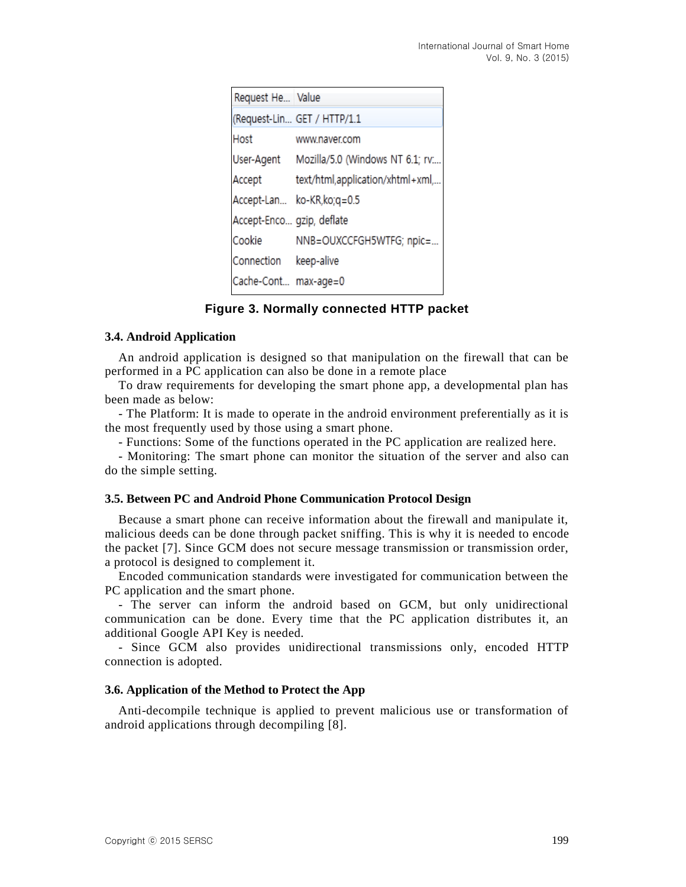| Request He... | Value |
|---|---|
| (Request-Lin... | GET / HTTP/1.1 |
| Host | www.naver.com |
| User-Agent | Mozilla/5.0 (Windows NT 6.1; rv:... |
| Accept | text/html,application/xhtml+xml,... |
| Accept-Lan... | ko-KR,ko;q=0.5 |
| Accept-Enco... | gzip, deflate |
| Cookie | NNB=OUXCCFGH5WTFG; npic=... |
| Connection | keep-alive |
| Cache-Cont... | max-age=0 |

**Figure 3. Normally connected HTTP packet**

### 3.4. Android Application

An android application is designed so that manipulation on the firewall that can be performed in a PC application can also be done in a remote place

To draw requirements for developing the smart phone app, a developmental plan has been made as below:

- The Platform: It is made to operate in the android environment preferentially as it is the most frequently used by those using a smart phone.
- Functions: Some of the functions operated in the PC application are realized here.
- Monitoring: The smart phone can monitor the situation of the server and also can do the simple setting.

### 3.5. Between PC and Android Phone Communication Protocol Design

Because a smart phone can receive information about the firewall and manipulate it, malicious deeds can be done through packet sniffing. This is why it is needed to encode the packet [7]. Since GCM does not secure message transmission or transmission order, a protocol is designed to complement it.

Encoded communication standards were investigated for communication between the PC application and the smart phone.

- The server can inform the android based on GCM, but only unidirectional communication can be done. Every time that the PC application distributes it, an additional Google API Key is needed.
- Since GCM also provides unidirectional transmissions only, encoded HTTP connection is adopted.

### 3.6. Application of the Method to Protect the App

Anti-decompile technique is applied to prevent malicious use or transformation of android applications through decompiling [8].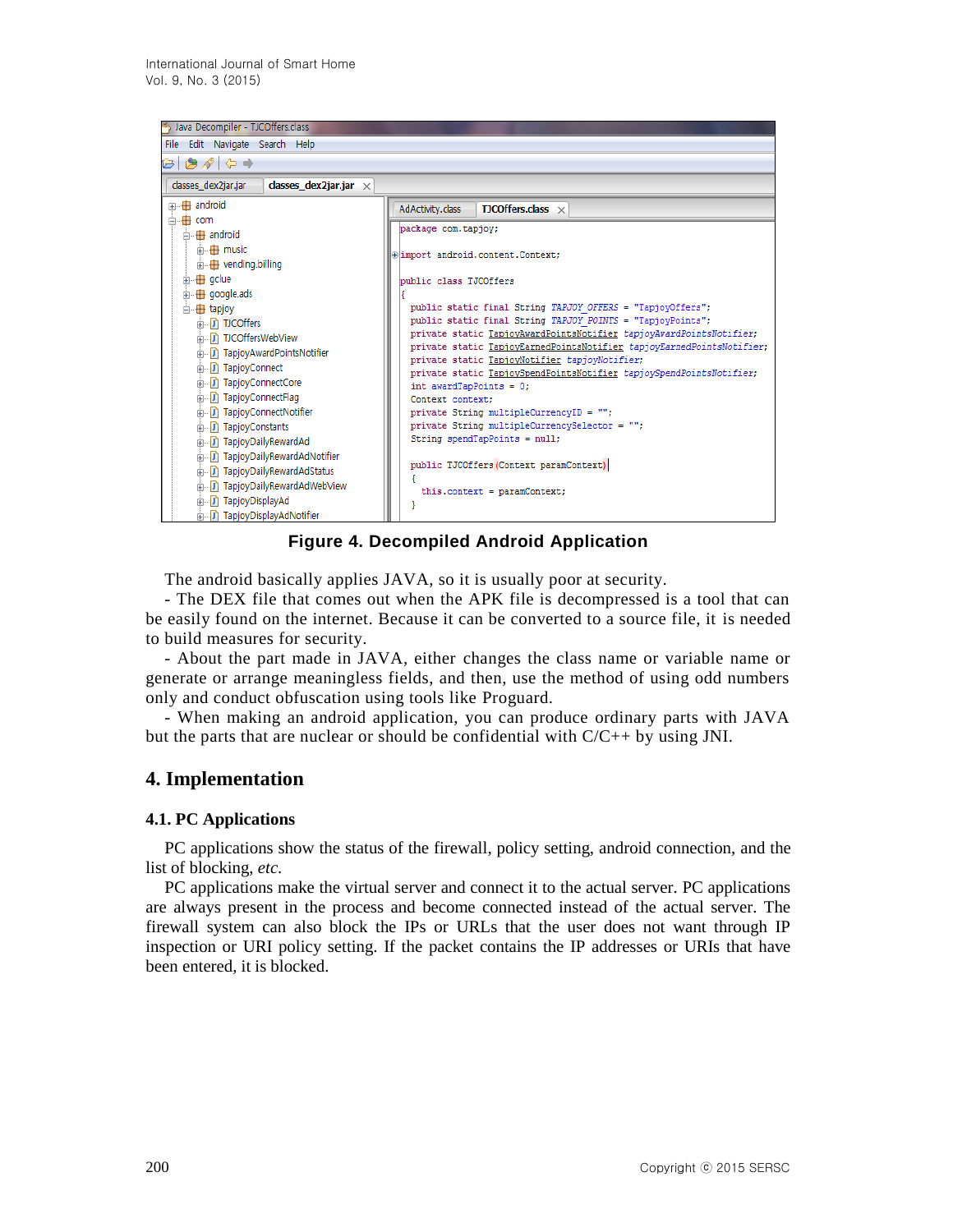**Figure 4. Decompiled Android Application**

The android basically applies JAVA, so it is usually poor at security.

- The DEX file that comes out when the APK file is decompressed is a tool that can be easily found on the internet. Because it can be converted to a source file, it is needed to build measures for security.
- About the part made in JAVA, either changes the class name or variable name or generate or arrange meaningless fields, and then, use the method of using odd numbers only and conduct obfuscation using tools like Proguard.
- When making an android application, you can produce ordinary parts with JAVA but the parts that are nuclear or should be confidential with C/C++ by using JNI.

## 4. Implementation

### 4.1. PC Applications

PC applications show the status of the firewall, policy setting, android connection, and the list of blocking, *etc.*

PC applications make the virtual server and connect it to the actual server. PC applications are always present in the process and become connected instead of the actual server. The firewall system can also block the IPs or URLs that the user does not want through IP inspection or URI policy setting. If the packet contains the IP addresses or URIs that have been entered, it is blocked.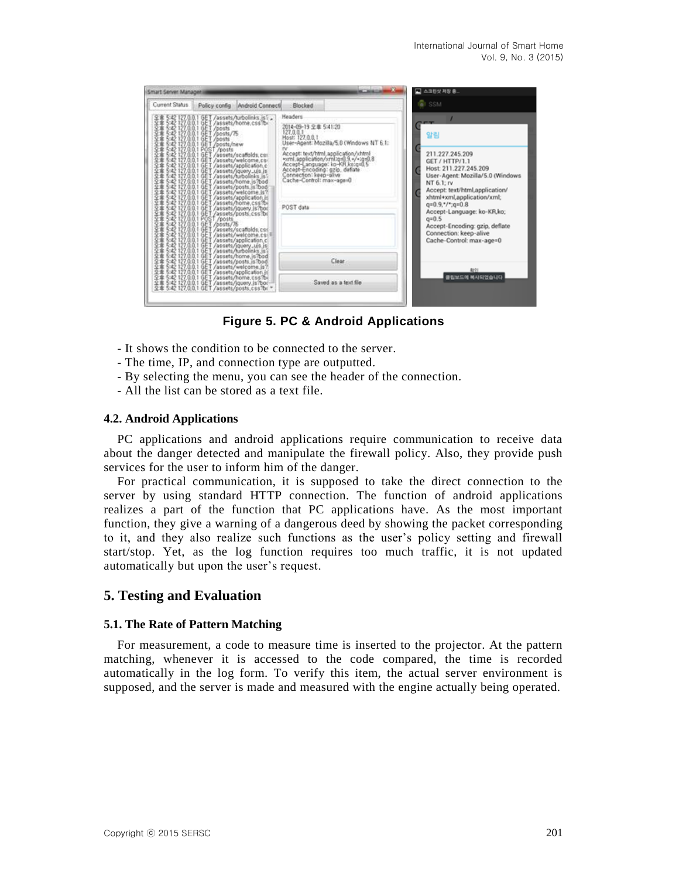Figure 5. PC & Android Applications

- It shows the condition to be connected to the server.
- The time, IP, and connection type are outputted.
- By selecting the menu, you can see the header of the connection.
- All the list can be stored as a text file.

### 4.2. Android Applications

PC applications and android applications require communication to receive data about the danger detected and manipulate the firewall policy. Also, they provide push services for the user to inform him of the danger.

For practical communication, it is supposed to take the direct connection to the server by using standard HTTP connection. The function of android applications realizes a part of the function that PC applications have. As the most important function, they give a warning of a dangerous deed by showing the packet corresponding to it, and they also realize such functions as the user's policy setting and firewall start/stop. Yet, as the log function requires too much traffic, it is not updated automatically but upon the user's request.

## 5. Testing and Evaluation

### 5.1. The Rate of Pattern Matching

For measurement, a code to measure time is inserted to the projector. At the pattern matching, whenever it is accessed to the code compared, the time is recorded automatically in the log form. To verify this item, the actual server environment is supposed, and the server is made and measured with the engine actually being operated.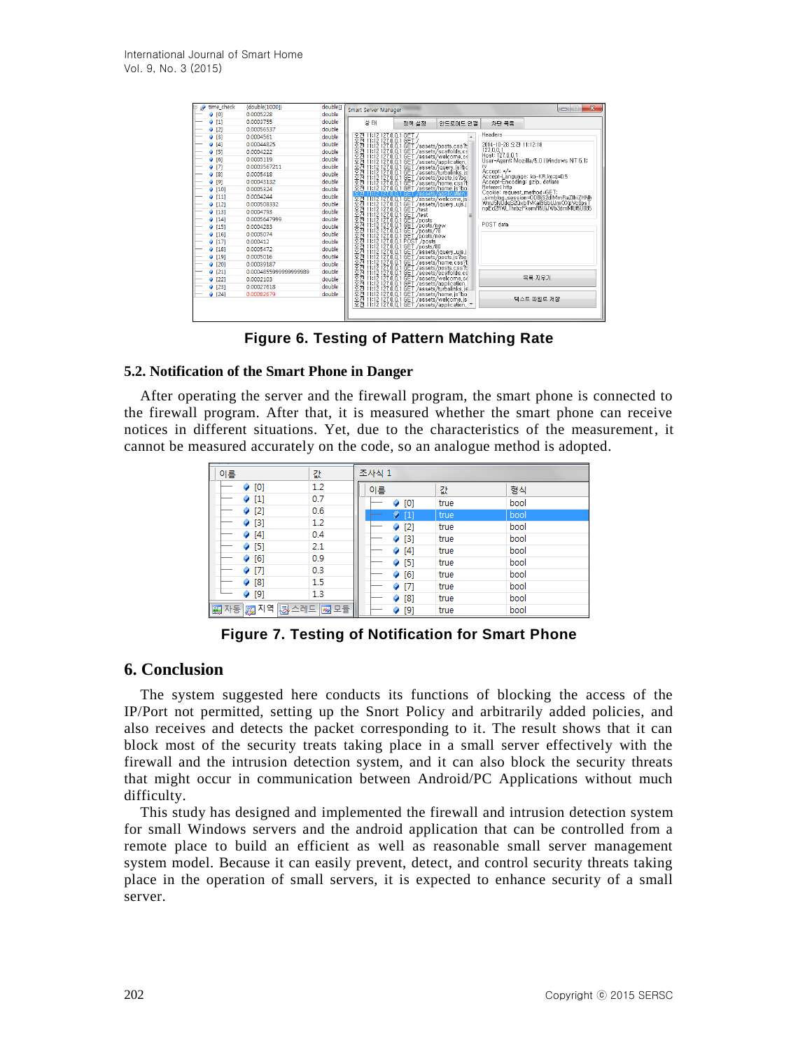Figure 6. Testing of Pattern Matching Rate

### 5.2. Notification of the Smart Phone in Danger

After operating the server and the firewall program, the smart phone is connected to the firewall program. After that, it is measured whether the smart phone can receive notices in different situations. Yet, due to the characteristics of the measurement, it cannot be measured accurately on the code, so an analogue method is adopted.

Figure 7. Testing of Notification for Smart Phone

## 6. Conclusion

The system suggested here conducts its functions of blocking the access of the IP/Port not permitted, setting up the Snort Policy and arbitrarily added policies, and also receives and detects the packet corresponding to it. The result shows that it can block most of the security treats taking place in a small server effectively with the firewall and the intrusion detection system, and it can also block the security threats that might occur in communication between Android/PC Applications without much difficulty.

This study has designed and implemented the firewall and intrusion detection system for small Windows servers and the android application that can be controlled from a remote place to build an efficient as well as reasonable small server management system model. Because it can easily prevent, detect, and control security threats taking place in the operation of small servers, it is expected to enhance security of a small server.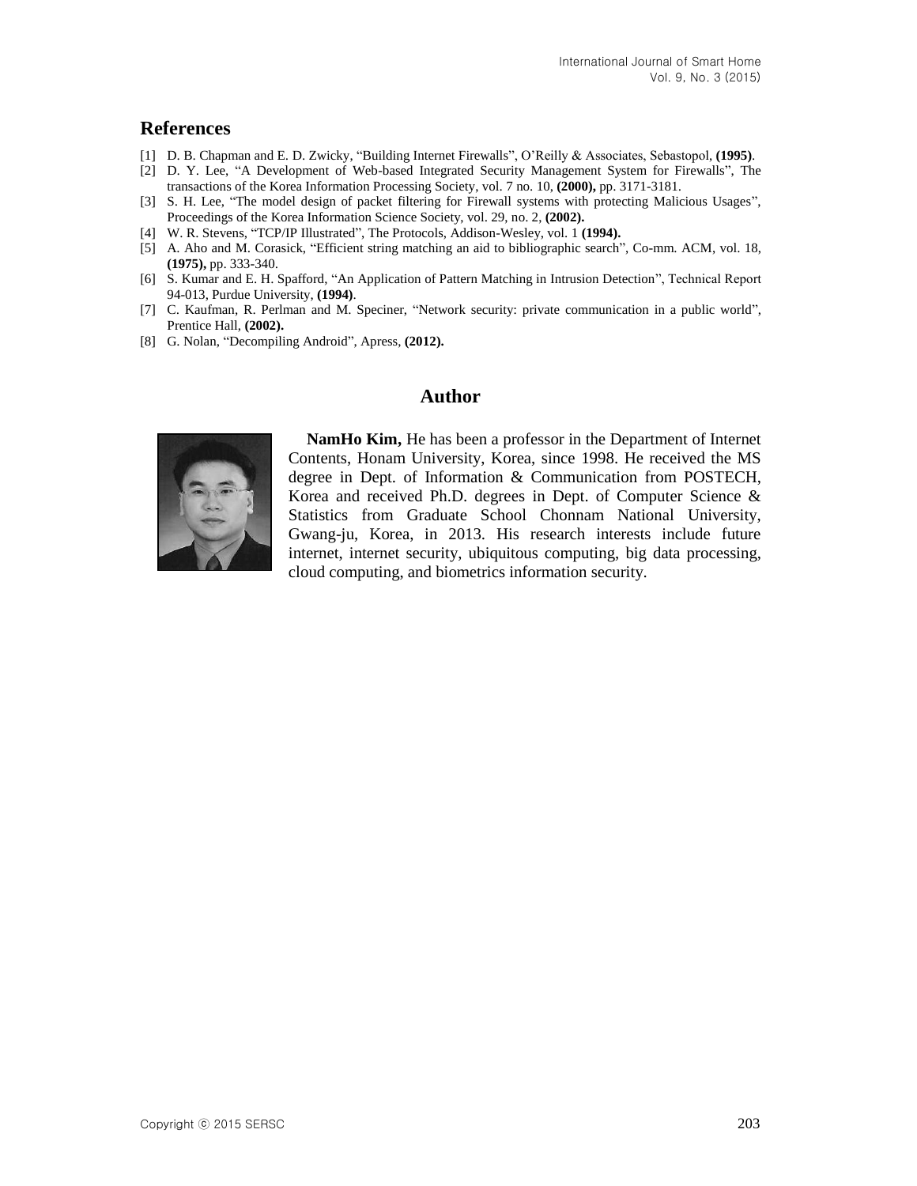## References

[1] D. B. Chapman and E. D. Zwicky, "Building Internet Firewalls", O'Reilly & Associates, Sebastopol, **(1995)**.

[2] D. Y. Lee, "A Development of Web-based Integrated Security Management System for Firewalls", The transactions of the Korea Information Processing Society, vol. 7 no. 10, **(2000),** pp. 3171-3181.

[3] S. H. Lee, "The model design of packet filtering for Firewall systems with protecting Malicious Usages", Proceedings of the Korea Information Science Society, vol. 29, no. 2, **(2002).**

[4] W. R. Stevens, "TCP/IP Illustrated", The Protocols, Addison-Wesley, vol. 1 **(1994).**

[5] A. Aho and M. Corasick, "Efficient string matching an aid to bibliographic search", Co-mm. ACM, vol. 18, **(1975),** pp. 333-340.

[6] S. Kumar and E. H. Spafford, "An Application of Pattern Matching in Intrusion Detection", Technical Report 94-013, Purdue University, **(1994)**.

[7] C. Kaufman, R. Perlman and M. Speciner, "Network security: private communication in a public world", Prentice Hall, **(2002).**

[8] G. Nolan, "Decompiling Android", Apress, **(2012).**

## Author

**NamHo Kim,** He has been a professor in the Department of Internet Contents, Honam University, Korea, since 1998. He received the MS degree in Dept. of Information & Communication from POSTECH, Korea and received Ph.D. degrees in Dept. of Computer Science & Statistics from Graduate School Chonnam National University, Gwang-ju, Korea, in 2013. His research interests include future internet, internet security, ubiquitous computing, big data processing, cloud computing, and biometrics information security.